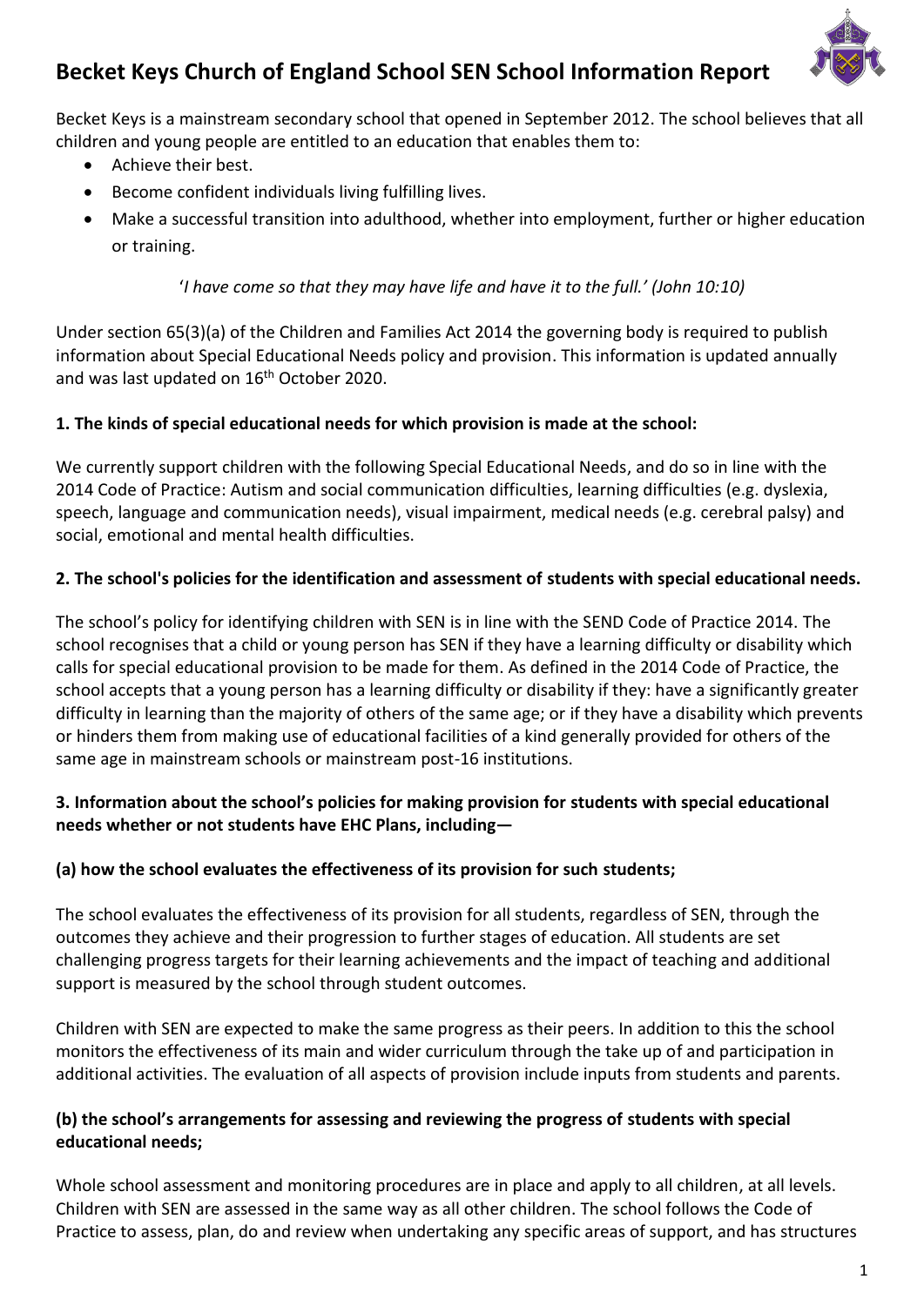# Becket Keys Church of England School SEN School Information Report

Becket Keys is a mainstream secondary school that opened in September 2012. The school believes that all children and young people are entitled to an education that enables them to:

- Achieve their best.
- Become confident individuals living fulfilling lives.
- Make a successful transition into adulthood, whether into employment, further or higher education or training.

*'I have come so that they may have life and have it to the full.' (John 10:10)*

Under section 65(3)(a) of the Children and Families Act 2014 the governing body is required to publish information about Special Educational Needs policy and provision. This information is updated annually and was last updated on 16th October 2020.

**1. The kinds of special educational needs for which provision is made at the school:**

We currently support children with the following Special Educational Needs, and do so in line with the 2014 Code of Practice: Autism and social communication difficulties, learning difficulties (e.g. dyslexia, speech, language and communication needs), visual impairment, medical needs (e.g. cerebral palsy) and social, emotional and mental health difficulties.

**2. The school's policies for the identification and assessment of students with special educational needs.**

The school's policy for identifying children with SEN is in line with the SEND Code of Practice 2014. The school recognises that a child or young person has SEN if they have a learning difficulty or disability which calls for special educational provision to be made for them. As defined in the 2014 Code of Practice, the school accepts that a young person has a learning difficulty or disability if they: have a significantly greater difficulty in learning than the majority of others of the same age; or if they have a disability which prevents or hinders them from making use of educational facilities of a kind generally provided for others of the same age in mainstream schools or mainstream post-16 institutions.

**3. Information about the school's policies for making provision for students with special educational needs whether or not students have EHC Plans, including—**

**(a) how the school evaluates the effectiveness of its provision for such students;**

The school evaluates the effectiveness of its provision for all students, regardless of SEN, through the outcomes they achieve and their progression to further stages of education. All students are set challenging progress targets for their learning achievements and the impact of teaching and additional support is measured by the school through student outcomes.

Children with SEN are expected to make the same progress as their peers. In addition to this the school monitors the effectiveness of its main and wider curriculum through the take up of and participation in additional activities. The evaluation of all aspects of provision include inputs from students and parents.

**(b) the school's arrangements for assessing and reviewing the progress of students with special educational needs;**

Whole school assessment and monitoring procedures are in place and apply to all children, at all levels. Children with SEN are assessed in the same way as all other children. The school follows the Code of Practice to assess, plan, do and review when undertaking any specific areas of support, and has structures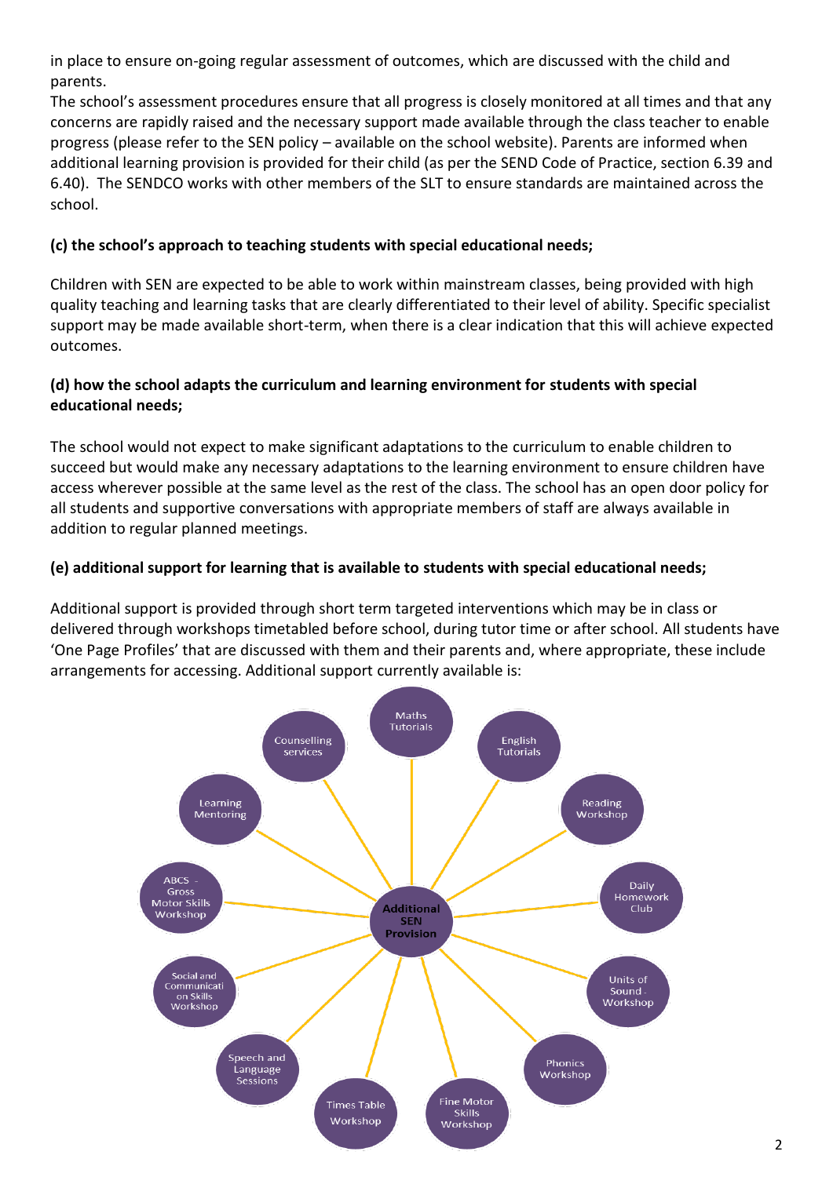in place to ensure on-going regular assessment of outcomes, which are discussed with the child and parents.

The school's assessment procedures ensure that all progress is closely monitored at all times and that any concerns are rapidly raised and the necessary support made available through the class teacher to enable progress (please refer to the SEN policy – available on the school website). Parents are informed when additional learning provision is provided for their child (as per the SEND Code of Practice, section 6.39 and 6.40). The SENDCO works with other members of the SLT to ensure standards are maintained across the school.

**(c) the school's approach to teaching students with special educational needs;**

Children with SEN are expected to be able to work within mainstream classes, being provided with high quality teaching and learning tasks that are clearly differentiated to their level of ability. Specific specialist support may be made available short-term, when there is a clear indication that this will achieve expected outcomes.

**(d) how the school adapts the curriculum and learning environment for students with special educational needs;**

The school would not expect to make significant adaptations to the curriculum to enable children to succeed but would make any necessary adaptations to the learning environment to ensure children have access wherever possible at the same level as the rest of the class. The school has an open door policy for all students and supportive conversations with appropriate members of staff are always available in addition to regular planned meetings.

**(e) additional support for learning that is available to students with special educational needs;**

Additional support is provided through short term targeted interventions which may be in class or delivered through workshops timetabled before school, during tutor time or after school. All students have 'One Page Profiles' that are discussed with them and their parents and, where appropriate, these include arrangements for accessing. Additional support currently available is:

**Additional SEN Provision**

- Maths Tutorials
- English Tutorials
- Reading Workshop
- Daily Homework Club
- Units of Sound - Workshop
- Phonics Workshop
- Fine Motor Skills Workshop
- Times Table Workshop
- Speech and Language Sessions
- Social and Communication Skills Workshop
- ABCS - Gross Motor Skills Workshop
- Learning Mentoring
- Counselling services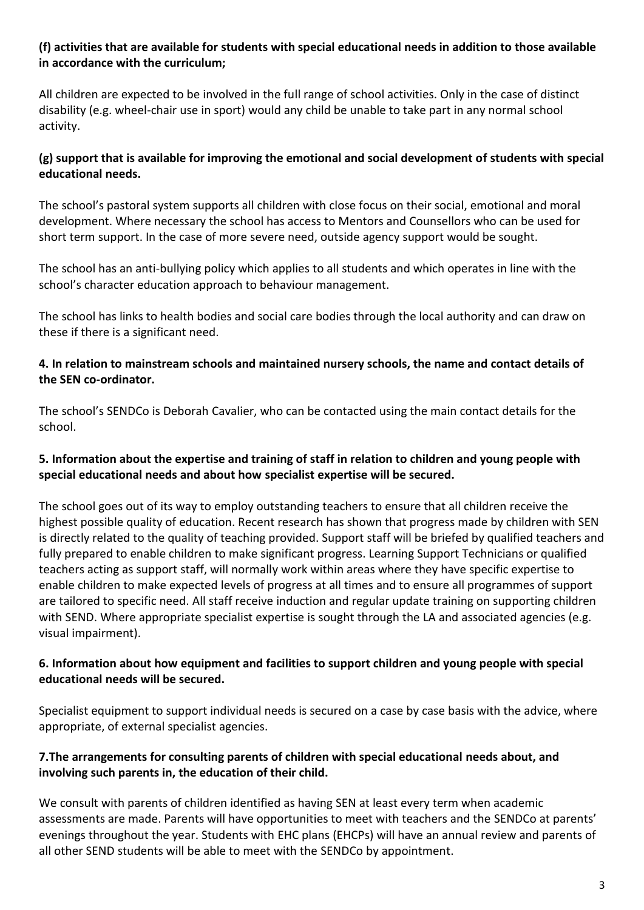**(f) activities that are available for students with special educational needs in addition to those available in accordance with the curriculum;**

All children are expected to be involved in the full range of school activities. Only in the case of distinct disability (e.g. wheel-chair use in sport) would any child be unable to take part in any normal school activity.

**(g) support that is available for improving the emotional and social development of students with special educational needs.**

The school's pastoral system supports all children with close focus on their social, emotional and moral development. Where necessary the school has access to Mentors and Counsellors who can be used for short term support. In the case of more severe need, outside agency support would be sought.

The school has an anti-bullying policy which applies to all students and which operates in line with the school's character education approach to behaviour management.

The school has links to health bodies and social care bodies through the local authority and can draw on these if there is a significant need.

**4. In relation to mainstream schools and maintained nursery schools, the name and contact details of the SEN co-ordinator.**

The school's SENDCo is Deborah Cavalier, who can be contacted using the main contact details for the school.

**5. Information about the expertise and training of staff in relation to children and young people with special educational needs and about how specialist expertise will be secured.**

The school goes out of its way to employ outstanding teachers to ensure that all children receive the highest possible quality of education. Recent research has shown that progress made by children with SEN is directly related to the quality of teaching provided. Support staff will be briefed by qualified teachers and fully prepared to enable children to make significant progress. Learning Support Technicians or qualified teachers acting as support staff, will normally work within areas where they have specific expertise to enable children to make expected levels of progress at all times and to ensure all programmes of support are tailored to specific need. All staff receive induction and regular update training on supporting children with SEND. Where appropriate specialist expertise is sought through the LA and associated agencies (e.g. visual impairment).

**6. Information about how equipment and facilities to support children and young people with special educational needs will be secured.**

Specialist equipment to support individual needs is secured on a case by case basis with the advice, where appropriate, of external specialist agencies.

**7.The arrangements for consulting parents of children with special educational needs about, and involving such parents in, the education of their child.**

We consult with parents of children identified as having SEN at least every term when academic assessments are made. Parents will have opportunities to meet with teachers and the SENDCo at parents' evenings throughout the year. Students with EHC plans (EHCPs) will have an annual review and parents of all other SEND students will be able to meet with the SENDCo by appointment.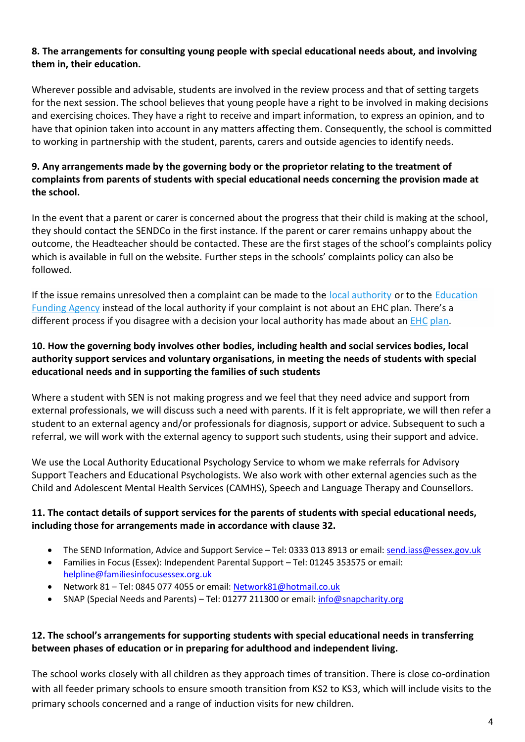**8. The arrangements for consulting young people with special educational needs about, and involving them in, their education.**

Wherever possible and advisable, students are involved in the review process and that of setting targets for the next session. The school believes that young people have a right to be involved in making decisions and exercising choices. They have a right to receive and impart information, to express an opinion, and to have that opinion taken into account in any matters affecting them. Consequently, the school is committed to working in partnership with the student, parents, carers and outside agencies to identify needs.

**9. Any arrangements made by the governing body or the proprietor relating to the treatment of complaints from parents of students with special educational needs concerning the provision made at the school.**

In the event that a parent or carer is concerned about the progress that their child is making at the school, they should contact the SENDCo in the first instance. If the parent or carer remains unhappy about the outcome, the Headteacher should be contacted. These are the first stages of the school's complaints policy which is available in full on the website. Further steps in the schools' complaints policy can also be followed.

If the issue remains unresolved then a complaint can be made to the local authority or to the Education Funding Agency instead of the local authority if your complaint is not about an EHC plan. There's a different process if you disagree with a decision your local authority has made about an EHC plan.

**10. How the governing body involves other bodies, including health and social services bodies, local authority support services and voluntary organisations, in meeting the needs of students with special educational needs and in supporting the families of such students**

Where a student with SEN is not making progress and we feel that they need advice and support from external professionals, we will discuss such a need with parents. If it is felt appropriate, we will then refer a student to an external agency and/or professionals for diagnosis, support or advice. Subsequent to such a referral, we will work with the external agency to support such students, using their support and advice.

We use the Local Authority Educational Psychology Service to whom we make referrals for Advisory Support Teachers and Educational Psychologists. We also work with other external agencies such as the Child and Adolescent Mental Health Services (CAMHS), Speech and Language Therapy and Counsellors.

**11. The contact details of support services for the parents of students with special educational needs, including those for arrangements made in accordance with clause 32.**

- The SEND Information, Advice and Support Service – Tel: 0333 013 8913 or email: send.iass@essex.gov.uk
- Families in Focus (Essex): Independent Parental Support – Tel: 01245 353575 or email: helpline@familiesinfocusessex.org.uk
- Network 81 – Tel: 0845 077 4055 or email: Network81@hotmail.co.uk
- SNAP (Special Needs and Parents) – Tel: 01277 211300 or email: info@snapcharity.org

**12. The school's arrangements for supporting students with special educational needs in transferring between phases of education or in preparing for adulthood and independent living.**

The school works closely with all children as they approach times of transition. There is close co-ordination with all feeder primary schools to ensure smooth transition from KS2 to KS3, which will include visits to the primary schools concerned and a range of induction visits for new children.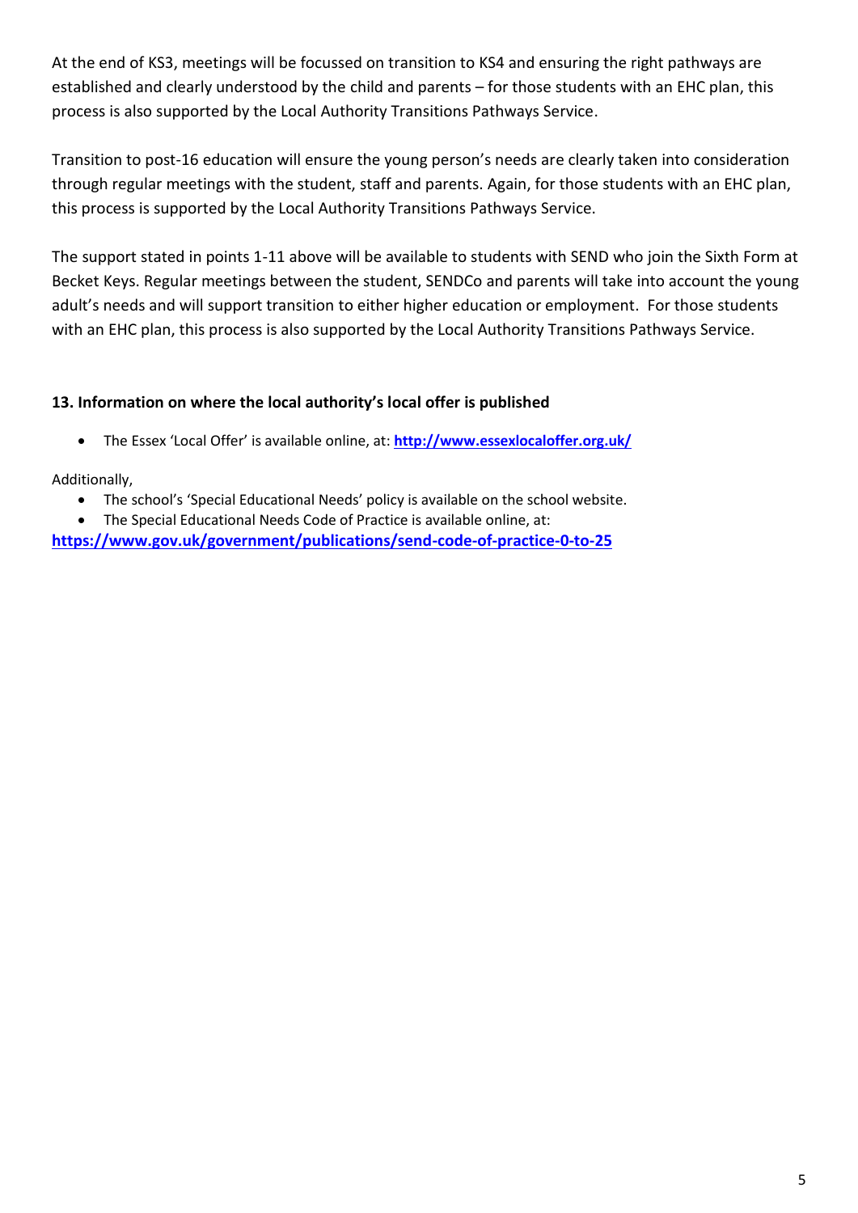At the end of KS3, meetings will be focussed on transition to KS4 and ensuring the right pathways are established and clearly understood by the child and parents – for those students with an EHC plan, this process is also supported by the Local Authority Transitions Pathways Service.

Transition to post-16 education will ensure the young person's needs are clearly taken into consideration through regular meetings with the student, staff and parents. Again, for those students with an EHC plan, this process is supported by the Local Authority Transitions Pathways Service.

The support stated in points 1-11 above will be available to students with SEND who join the Sixth Form at Becket Keys. Regular meetings between the student, SENDCo and parents will take into account the young adult's needs and will support transition to either higher education or employment. For those students with an EHC plan, this process is also supported by the Local Authority Transitions Pathways Service.

**13. Information on where the local authority's local offer is published**

- The Essex 'Local Offer' is available online, at: **http://www.essexlocaloffer.org.uk/**

Additionally,

- The school's 'Special Educational Needs' policy is available on the school website.
- The Special Educational Needs Code of Practice is available online, at:

**https://www.gov.uk/government/publications/send-code-of-practice-0-to-25**